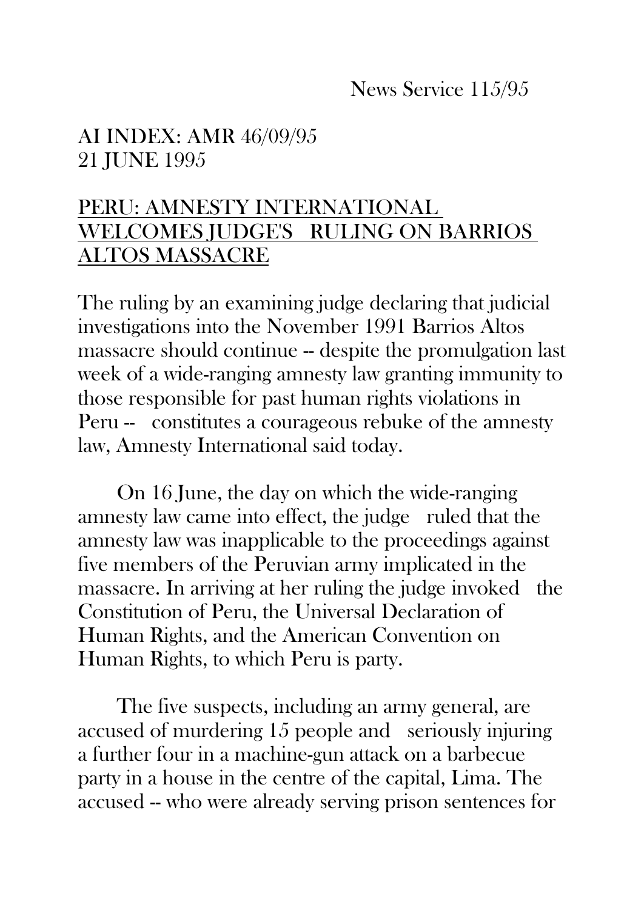News Service 115/95

AI INDEX: AMR 46/09/95
21 JUNE 1995

# PERU: AMNESTY INTERNATIONAL WELCOMES JUDGE'S RULING ON BARRIOS ALTOS MASSACRE

The ruling by an examining judge declaring that judicial investigations into the November 1991 Barrios Altos massacre should continue -- despite the promulgation last week of a wide-ranging amnesty law granting immunity to those responsible for past human rights violations in Peru -- constitutes a courageous rebuke of the amnesty law, Amnesty International said today.

On 16 June, the day on which the wide-ranging amnesty law came into effect, the judge ruled that the amnesty law was inapplicable to the proceedings against five members of the Peruvian army implicated in the massacre. In arriving at her ruling the judge invoked the Constitution of Peru, the Universal Declaration of Human Rights, and the American Convention on Human Rights, to which Peru is party.

The five suspects, including an army general, are accused of murdering 15 people and seriously injuring a further four in a machine-gun attack on a barbecue party in a house in the centre of the capital, Lima. The accused -- who were already serving prison sentences for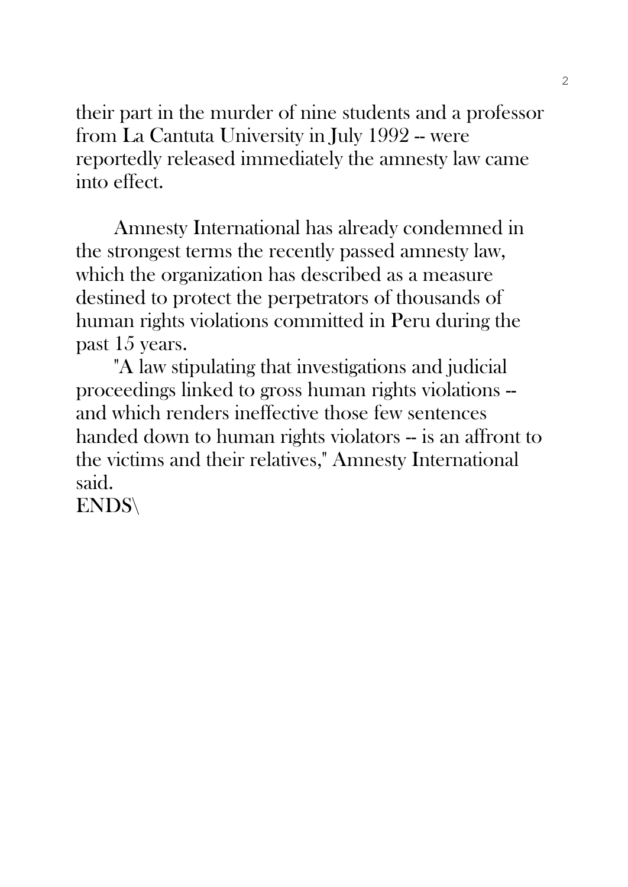their part in the murder of nine students and a professor from La Cantuta University in July 1992 -- were reportedly released immediately the amnesty law came into effect.

Amnesty International has already condemned in the strongest terms the recently passed amnesty law, which the organization has described as a measure destined to protect the perpetrators of thousands of human rights violations committed in Peru during the past 15 years.

"A law stipulating that investigations and judicial proceedings linked to gross human rights violations -- and which renders ineffective those few sentences handed down to human rights violators -- is an affront to the victims and their relatives," Amnesty International said.

ENDS\